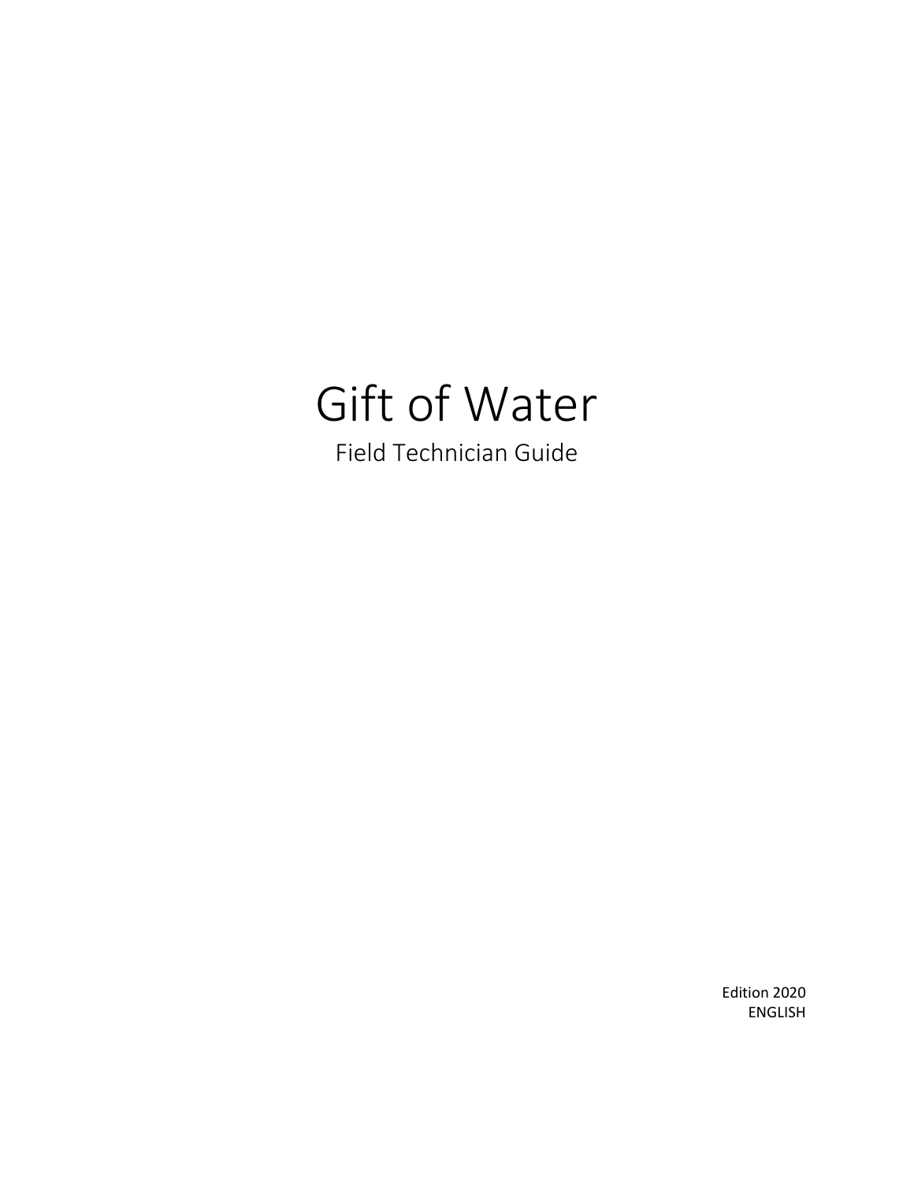# Gift of Water

## Field Technician Guide

Edition 2020
ENGLISH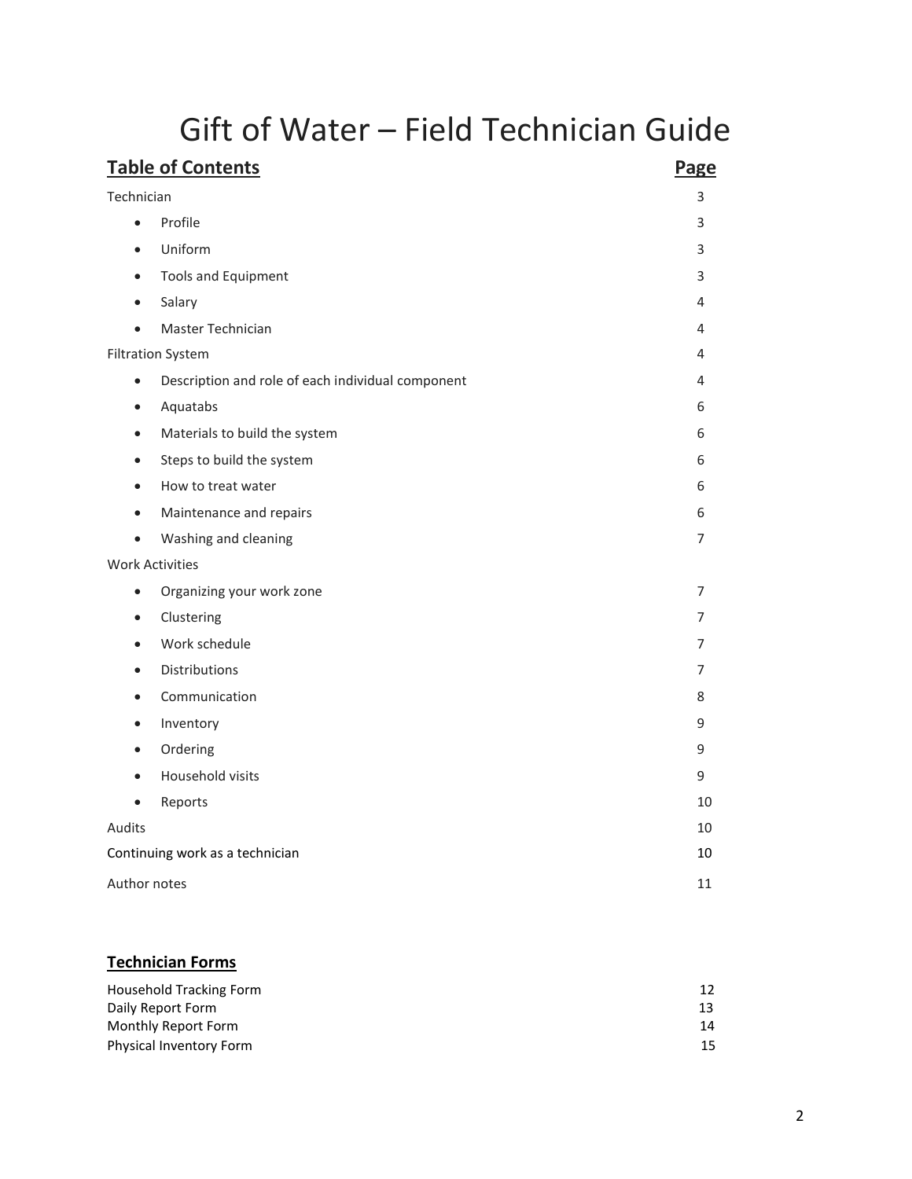# Gift of Water – Field Technician Guide

| **Table of Contents** | **Page** |
|---|---|
| Technician | 3 |
| • Profile | 3 |
| • Uniform | 3 |
| • Tools and Equipment | 3 |
| • Salary | 4 |
| • Master Technician | 4 |
| Filtration System | 4 |
| • Description and role of each individual component | 4 |
| • Aquatabs | 6 |
| • Materials to build the system | 6 |
| • Steps to build the system | 6 |
| • How to treat water | 6 |
| • Maintenance and repairs | 6 |
| • Washing and cleaning | 7 |
| Work Activities | |
| • Organizing your work zone | 7 |
| • Clustering | 7 |
| • Work schedule | 7 |
| • Distributions | 7 |
| • Communication | 8 |
| • Inventory | 9 |
| • Ordering | 9 |
| • Household visits | 9 |
| • Reports | 10 |
| Audits | 10 |
| Continuing work as a technician | 10 |
| Author notes | 11 |

## Technician Forms

| | |
|---|---|
| Household Tracking Form | 12 |
| Daily Report Form | 13 |
| Monthly Report Form | 14 |
| Physical Inventory Form | 15 |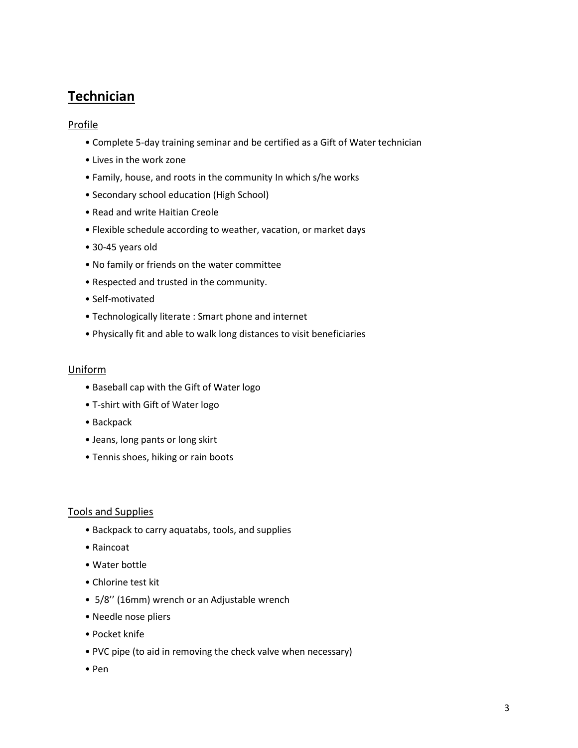## Technician

### Profile

- Complete 5-day training seminar and be certified as a Gift of Water technician
- Lives in the work zone
- Family, house, and roots in the community In which s/he works
- Secondary school education (High School)
- Read and write Haitian Creole
- Flexible schedule according to weather, vacation, or market days
- 30-45 years old
- No family or friends on the water committee
- Respected and trusted in the community.
- Self-motivated
- Technologically literate : Smart phone and internet
- Physically fit and able to walk long distances to visit beneficiaries

### Uniform

- Baseball cap with the Gift of Water logo
- T-shirt with Gift of Water logo
- Backpack
- Jeans, long pants or long skirt
- Tennis shoes, hiking or rain boots

### Tools and Supplies

- Backpack to carry aquatabs, tools, and supplies
- Raincoat
- Water bottle
- Chlorine test kit
- 5/8'' (16mm) wrench or an Adjustable wrench
- Needle nose pliers
- Pocket knife
- PVC pipe (to aid in removing the check valve when necessary)
- Pen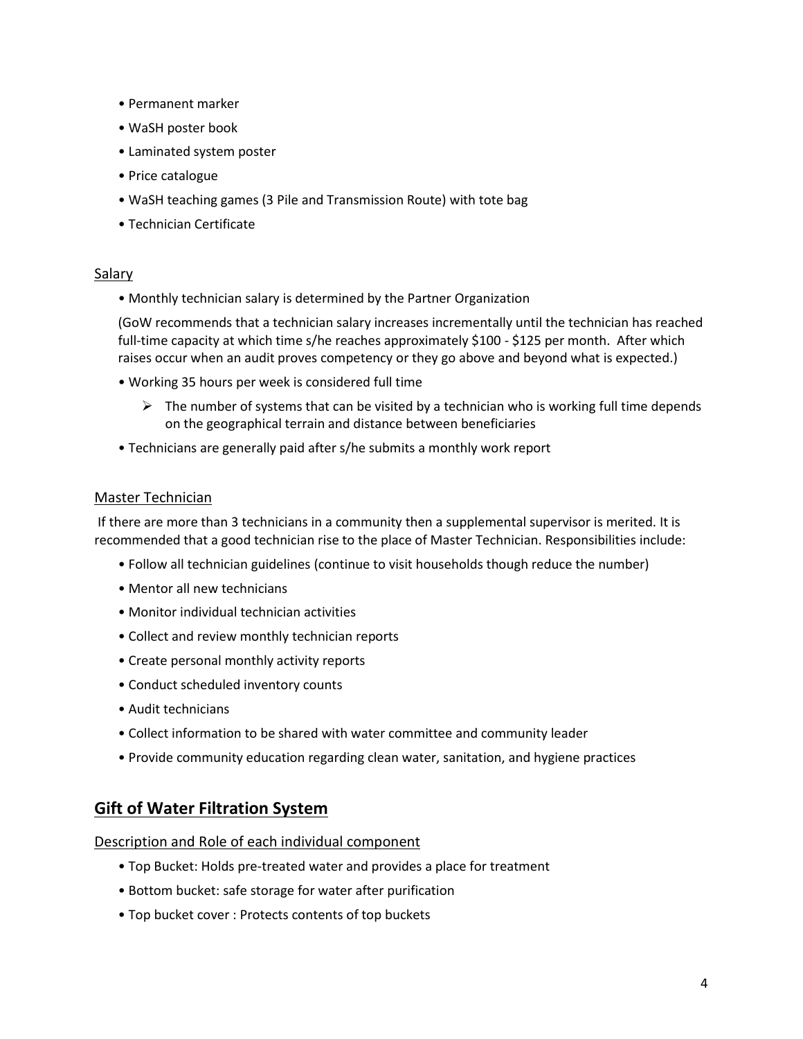- Permanent marker
- WaSH poster book
- Laminated system poster
- Price catalogue
- WaSH teaching games (3 Pile and Transmission Route) with tote bag
- Technician Certificate

### Salary

- Monthly technician salary is determined by the Partner Organization

  (GoW recommends that a technician salary increases incrementally until the technician has reached full-time capacity at which time s/he reaches approximately $100 - $125 per month. After which raises occur when an audit proves competency or they go above and beyond what is expected.)

- Working 35 hours per week is considered full time
  - The number of systems that can be visited by a technician who is working full time depends on the geographical terrain and distance between beneficiaries
- Technicians are generally paid after s/he submits a monthly work report

### Master Technician

If there are more than 3 technicians in a community then a supplemental supervisor is merited. It is recommended that a good technician rise to the place of Master Technician. Responsibilities include:

- Follow all technician guidelines (continue to visit households though reduce the number)
- Mentor all new technicians
- Monitor individual technician activities
- Collect and review monthly technician reports
- Create personal monthly activity reports
- Conduct scheduled inventory counts
- Audit technicians
- Collect information to be shared with water committee and community leader
- Provide community education regarding clean water, sanitation, and hygiene practices

## Gift of Water Filtration System

### Description and Role of each individual component

- Top Bucket: Holds pre-treated water and provides a place for treatment
- Bottom bucket: safe storage for water after purification
- Top bucket cover : Protects contents of top buckets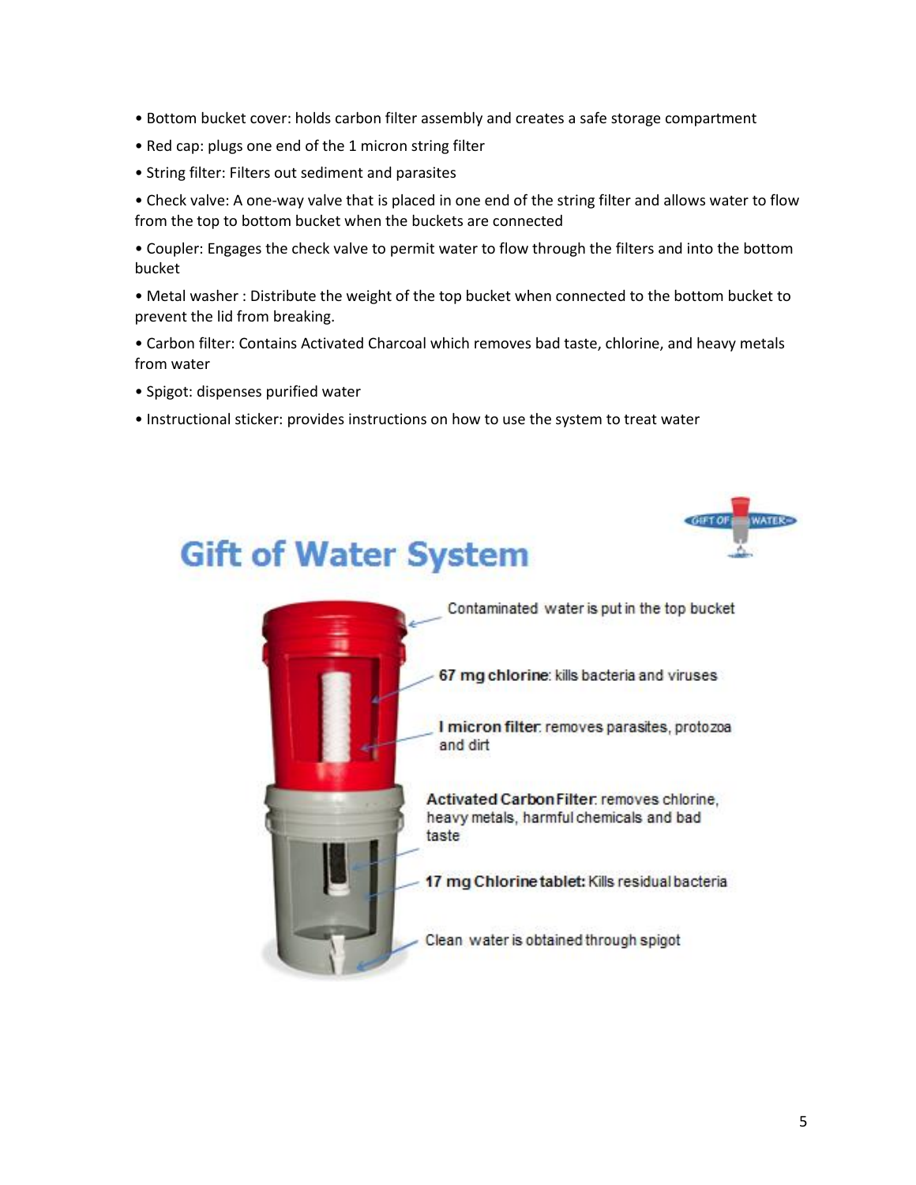- Bottom bucket cover: holds carbon filter assembly and creates a safe storage compartment
- Red cap: plugs one end of the 1 micron string filter
- String filter: Filters out sediment and parasites
- Check valve: A one-way valve that is placed in one end of the string filter and allows water to flow from the top to bottom bucket when the buckets are connected
- Coupler: Engages the check valve to permit water to flow through the filters and into the bottom bucket
- Metal washer : Distribute the weight of the top bucket when connected to the bottom bucket to prevent the lid from breaking.
- Carbon filter: Contains Activated Charcoal which removes bad taste, chlorine, and heavy metals from water
- Spigot: dispenses purified water
- Instructional sticker: provides instructions on how to use the system to treat water

## Gift of Water System

Contaminated water is put in the top bucket

**67 mg chlorine**: kills bacteria and viruses

**I micron filter**: removes parasites, protozoa and dirt

**Activated Carbon Filter**: removes chlorine, heavy metals, harmful chemicals and bad taste

**17 mg Chlorine tablet:** Kills residual bacteria

Clean water is obtained through spigot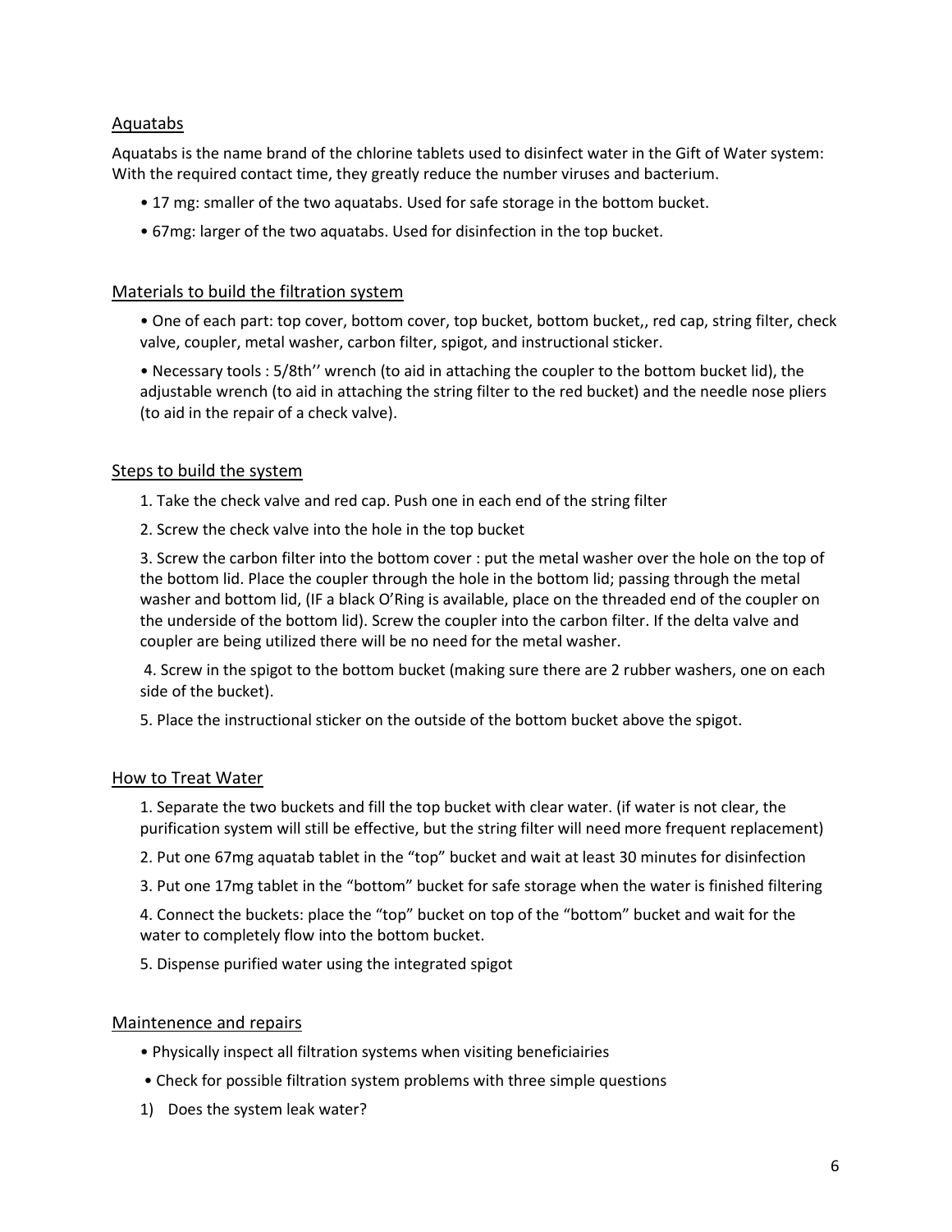## Aquatabs

Aquatabs is the name brand of the chlorine tablets used to disinfect water in the Gift of Water system: With the required contact time, they greatly reduce the number viruses and bacterium.

- 17 mg: smaller of the two aquatabs. Used for safe storage in the bottom bucket.
- 67mg: larger of the two aquatabs. Used for disinfection in the top bucket.

## Materials to build the filtration system

- One of each part: top cover, bottom cover, top bucket, bottom bucket,, red cap, string filter, check valve, coupler, metal washer, carbon filter, spigot, and instructional sticker.
- Necessary tools : 5/8th'' wrench (to aid in attaching the coupler to the bottom bucket lid), the adjustable wrench (to aid in attaching the string filter to the red bucket) and the needle nose pliers (to aid in the repair of a check valve).

## Steps to build the system

1. Take the check valve and red cap. Push one in each end of the string filter
2. Screw the check valve into the hole in the top bucket
3. Screw the carbon filter into the bottom cover : put the metal washer over the hole on the top of the bottom lid. Place the coupler through the hole in the bottom lid; passing through the metal washer and bottom lid, (IF a black O'Ring is available, place on the threaded end of the coupler on the underside of the bottom lid). Screw the coupler into the carbon filter. If the delta valve and coupler are being utilized there will be no need for the metal washer.
4. Screw in the spigot to the bottom bucket (making sure there are 2 rubber washers, one on each side of the bucket).
5. Place the instructional sticker on the outside of the bottom bucket above the spigot.

## How to Treat Water

1. Separate the two buckets and fill the top bucket with clear water. (if water is not clear, the purification system will still be effective, but the string filter will need more frequent replacement)
2. Put one 67mg aquatab tablet in the "top" bucket and wait at least 30 minutes for disinfection
3. Put one 17mg tablet in the "bottom" bucket for safe storage when the water is finished filtering
4. Connect the buckets: place the "top" bucket on top of the "bottom" bucket and wait for the water to completely flow into the bottom bucket.
5. Dispense purified water using the integrated spigot

## Maintenence and repairs

- Physically inspect all filtration systems when visiting beneficiairies
- Check for possible filtration system problems with three simple questions

1) Does the system leak water?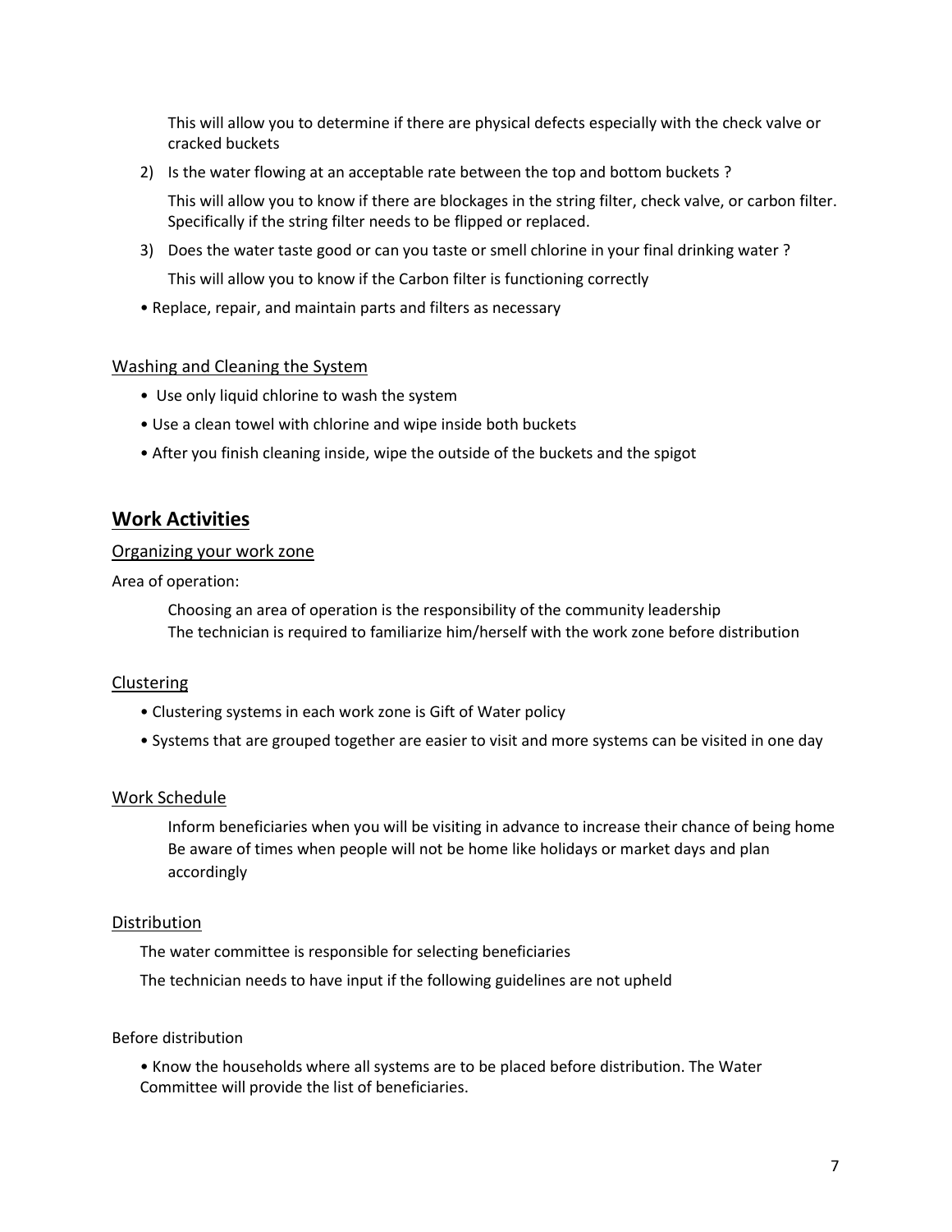This will allow you to determine if there are physical defects especially with the check valve or cracked buckets

2) Is the water flowing at an acceptable rate between the top and bottom buckets ?

   This will allow you to know if there are blockages in the string filter, check valve, or carbon filter. Specifically if the string filter needs to be flipped or replaced.

3) Does the water taste good or can you taste or smell chlorine in your final drinking water ?

   This will allow you to know if the Carbon filter is functioning correctly

- Replace, repair, and maintain parts and filters as necessary

### Washing and Cleaning the System

- Use only liquid chlorine to wash the system
- Use a clean towel with chlorine and wipe inside both buckets
- After you finish cleaning inside, wipe the outside of the buckets and the spigot

## Work Activities

### Organizing your work zone

Area of operation:

Choosing an area of operation is the responsibility of the community leadership
The technician is required to familiarize him/herself with the work zone before distribution

### Clustering

- Clustering systems in each work zone is Gift of Water policy
- Systems that are grouped together are easier to visit and more systems can be visited in one day

### Work Schedule

Inform beneficiaries when you will be visiting in advance to increase their chance of being home
Be aware of times when people will not be home like holidays or market days and plan accordingly

### Distribution

The water committee is responsible for selecting beneficiaries

The technician needs to have input if the following guidelines are not upheld

Before distribution

- Know the households where all systems are to be placed before distribution. The Water Committee will provide the list of beneficiaries.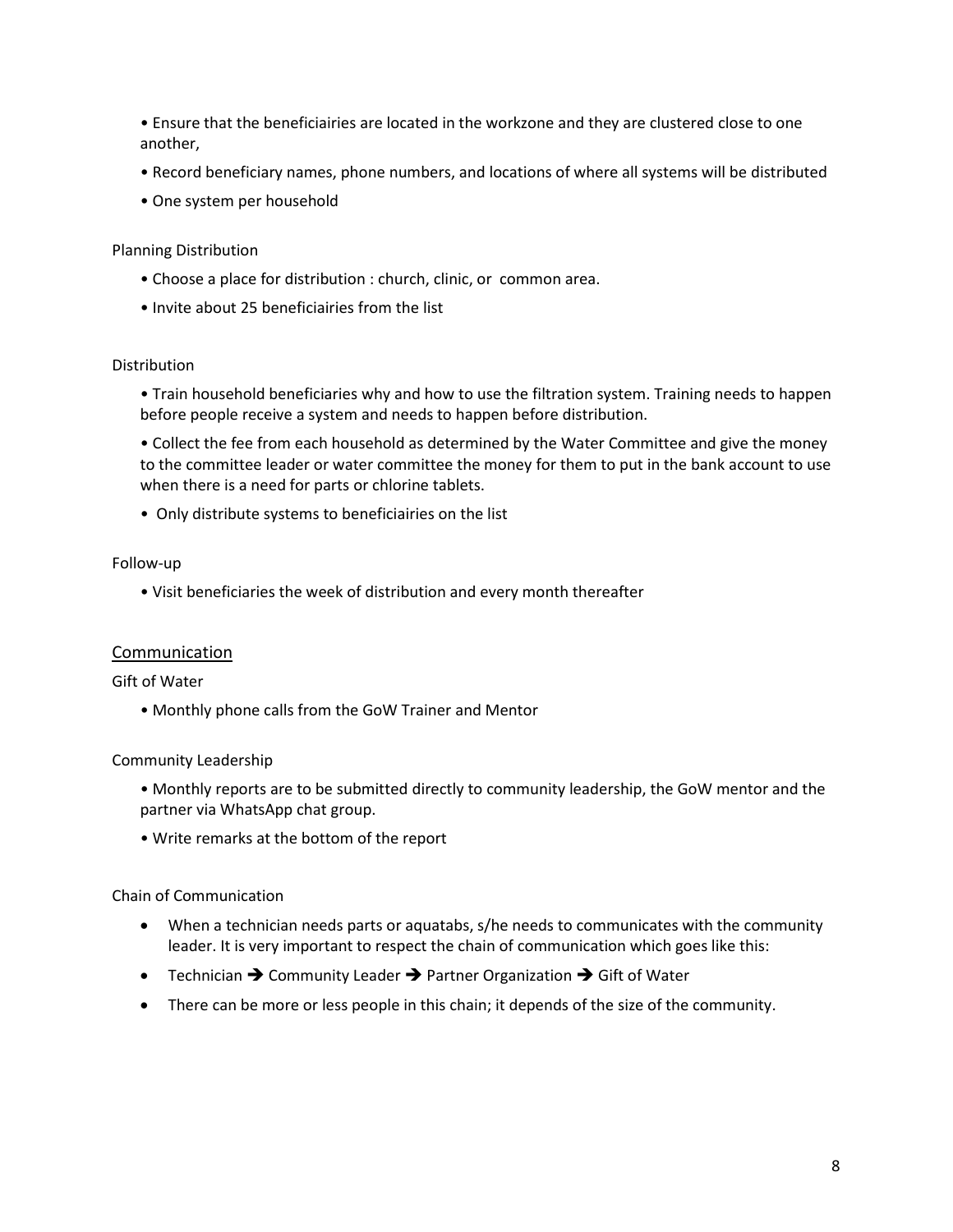- Ensure that the beneficiairies are located in the workzone and they are clustered close to one another,
- Record beneficiary names, phone numbers, and locations of where all systems will be distributed
- One system per household

Planning Distribution

- Choose a place for distribution : church, clinic, or common area.
- Invite about 25 beneficiairies from the list

Distribution

- Train household beneficiaries why and how to use the filtration system. Training needs to happen before people receive a system and needs to happen before distribution.
- Collect the fee from each household as determined by the Water Committee and give the money to the committee leader or water committee the money for them to put in the bank account to use when there is a need for parts or chlorine tablets.
- Only distribute systems to beneficiairies on the list

Follow-up

- Visit beneficiaries the week of distribution and every month thereafter

## Communication

Gift of Water

- Monthly phone calls from the GoW Trainer and Mentor

Community Leadership

- Monthly reports are to be submitted directly to community leadership, the GoW mentor and the partner via WhatsApp chat group.
- Write remarks at the bottom of the report

Chain of Communication

- When a technician needs parts or aquatabs, s/he needs to communicates with the community leader. It is very important to respect the chain of communication which goes like this:
- Technician ➔ Community Leader ➔ Partner Organization ➔ Gift of Water
- There can be more or less people in this chain; it depends of the size of the community.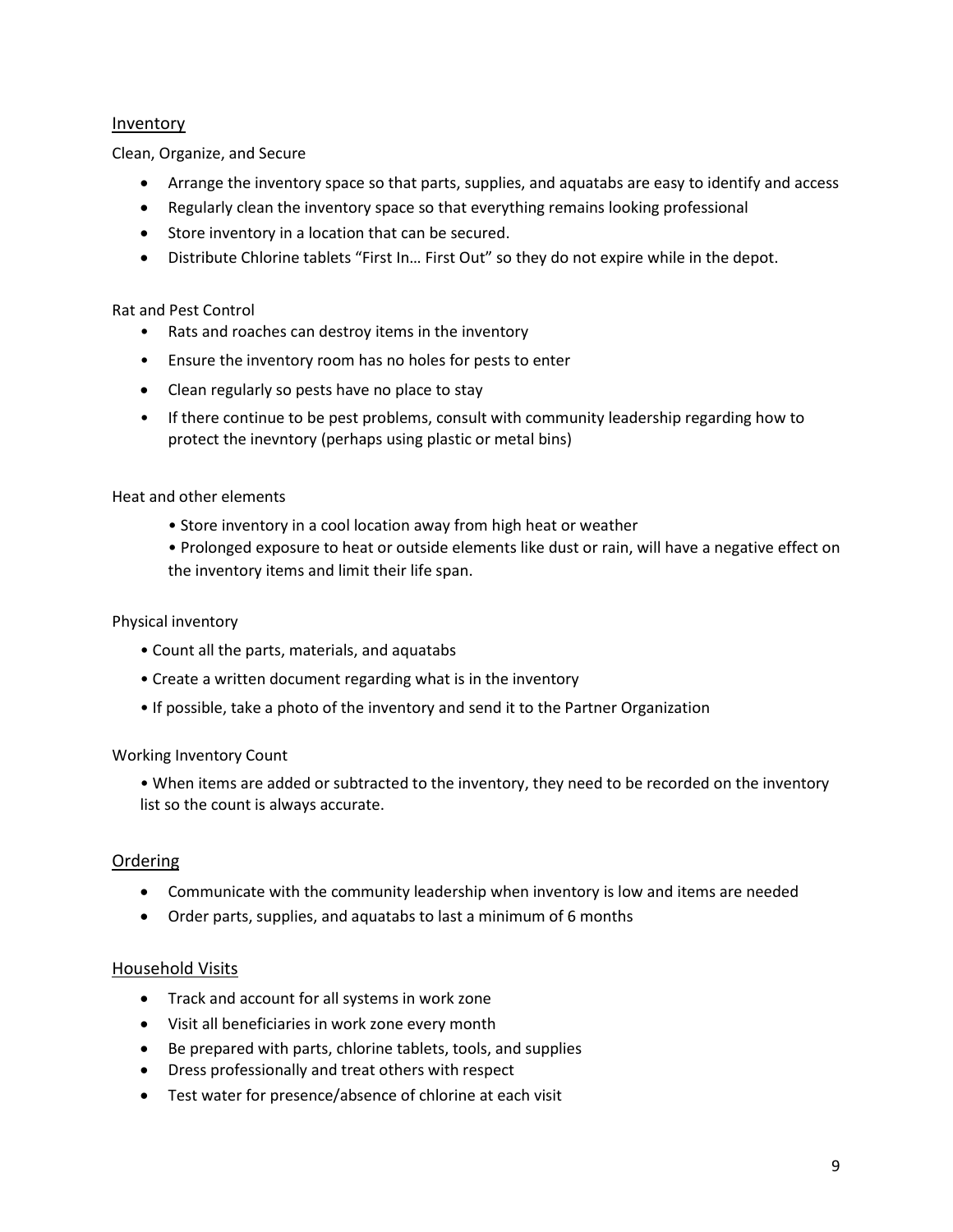## Inventory

Clean, Organize, and Secure

- Arrange the inventory space so that parts, supplies, and aquatabs are easy to identify and access
- Regularly clean the inventory space so that everything remains looking professional
- Store inventory in a location that can be secured.
- Distribute Chlorine tablets "First In… First Out" so they do not expire while in the depot.

Rat and Pest Control

- Rats and roaches can destroy items in the inventory
- Ensure the inventory room has no holes for pests to enter
- Clean regularly so pests have no place to stay
- If there continue to be pest problems, consult with community leadership regarding how to protect the inevntory (perhaps using plastic or metal bins)

Heat and other elements

- Store inventory in a cool location away from high heat or weather
- Prolonged exposure to heat or outside elements like dust or rain, will have a negative effect on the inventory items and limit their life span.

Physical inventory

- Count all the parts, materials, and aquatabs
- Create a written document regarding what is in the inventory
- If possible, take a photo of the inventory and send it to the Partner Organization

Working Inventory Count

- When items are added or subtracted to the inventory, they need to be recorded on the inventory list so the count is always accurate.

## Ordering

- Communicate with the community leadership when inventory is low and items are needed
- Order parts, supplies, and aquatabs to last a minimum of 6 months

## Household Visits

- Track and account for all systems in work zone
- Visit all beneficiaries in work zone every month
- Be prepared with parts, chlorine tablets, tools, and supplies
- Dress professionally and treat others with respect
- Test water for presence/absence of chlorine at each visit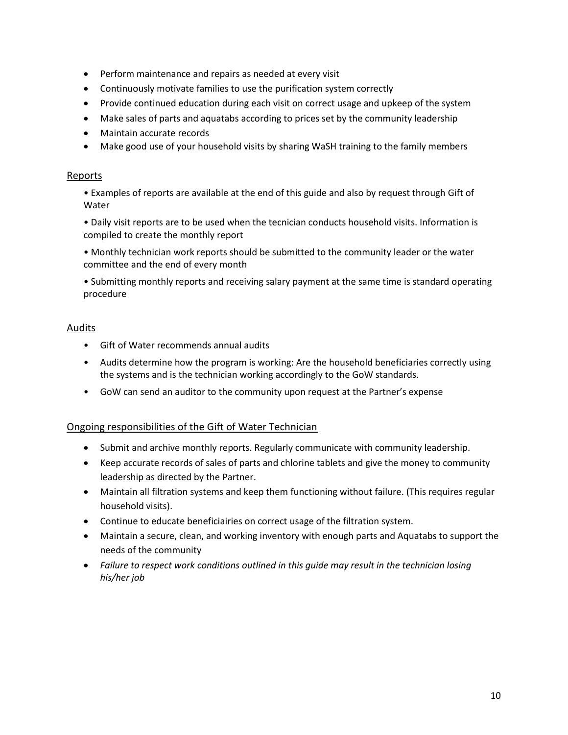- Perform maintenance and repairs as needed at every visit
- Continuously motivate families to use the purification system correctly
- Provide continued education during each visit on correct usage and upkeep of the system
- Make sales of parts and aquatabs according to prices set by the community leadership
- Maintain accurate records
- Make good use of your household visits by sharing WaSH training to the family members

## Reports

- Examples of reports are available at the end of this guide and also by request through Gift of Water
- Daily visit reports are to be used when the tecnician conducts household visits. Information is compiled to create the monthly report
- Monthly technician work reports should be submitted to the community leader or the water committee and the end of every month
- Submitting monthly reports and receiving salary payment at the same time is standard operating procedure

## Audits

- Gift of Water recommends annual audits
- Audits determine how the program is working: Are the household beneficiaries correctly using the systems and is the technician working accordingly to the GoW standards.
- GoW can send an auditor to the community upon request at the Partner's expense

## Ongoing responsibilities of the Gift of Water Technician

- Submit and archive monthly reports. Regularly communicate with community leadership.
- Keep accurate records of sales of parts and chlorine tablets and give the money to community leadership as directed by the Partner.
- Maintain all filtration systems and keep them functioning without failure. (This requires regular household visits).
- Continue to educate beneficiairies on correct usage of the filtration system.
- Maintain a secure, clean, and working inventory with enough parts and Aquatabs to support the needs of the community
- *Failure to respect work conditions outlined in this guide may result in the technician losing his/her job*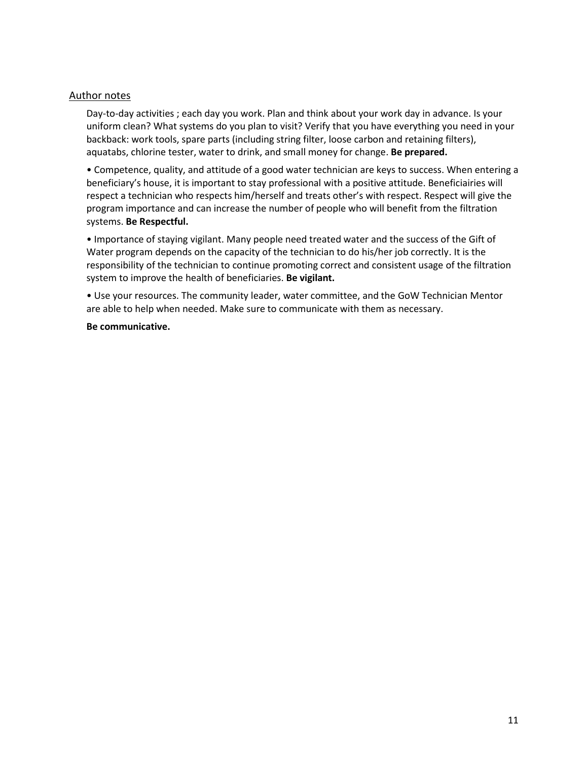## Author notes

Day-to-day activities ; each day you work. Plan and think about your work day in advance. Is your uniform clean? What systems do you plan to visit? Verify that you have everything you need in your backback: work tools, spare parts (including string filter, loose carbon and retaining filters), aquatabs, chlorine tester, water to drink, and small money for change. **Be prepared.**

• Competence, quality, and attitude of a good water technician are keys to success. When entering a beneficiary's house, it is important to stay professional with a positive attitude. Beneficiairies will respect a technician who respects him/herself and treats other's with respect. Respect will give the program importance and can increase the number of people who will benefit from the filtration systems. **Be Respectful.**

• Importance of staying vigilant. Many people need treated water and the success of the Gift of Water program depends on the capacity of the technician to do his/her job correctly. It is the responsibility of the technician to continue promoting correct and consistent usage of the filtration system to improve the health of beneficiaries. **Be vigilant.**

• Use your resources. The community leader, water committee, and the GoW Technician Mentor are able to help when needed. Make sure to communicate with them as necessary.

**Be communicative.**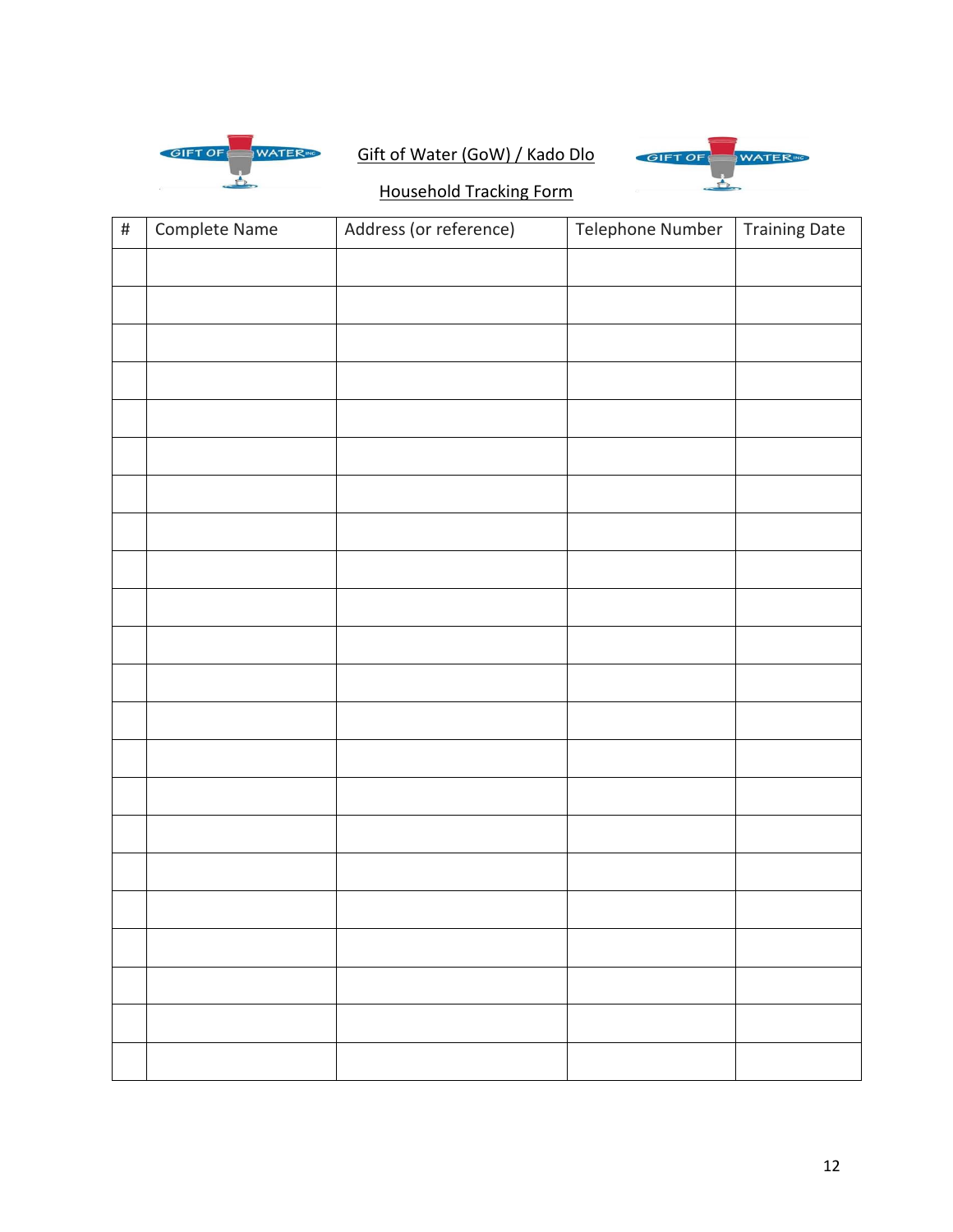Gift of Water (GoW) / Kado Dlo

Household Tracking Form

| # | Complete Name | Address (or reference) | Telephone Number | Training Date |
|---|---|---|---|---|
| | | | | |
| | | | | |
| | | | | |
| | | | | |
| | | | | |
| | | | | |
| | | | | |
| | | | | |
| | | | | |
| | | | | |
| | | | | |
| | | | | |
| | | | | |
| | | | | |
| | | | | |
| | | | | |
| | | | | |
| | | | | |
| | | | | |
| | | | | |
| | | | | |
| | | | | |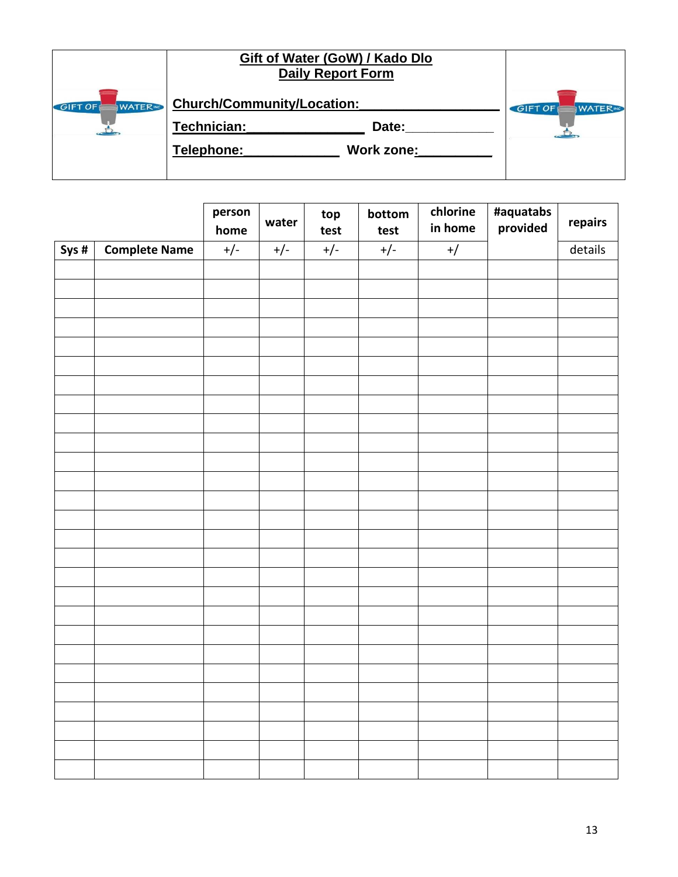**Gift of Water (GoW) / Kado Dlo**
**Daily Report Form**

**Church/Community/Location:___________________**

**Technician:________________** **Date:____________**

**Telephone:_____________** **Work zone:__________**

| | | person home | water | top test | bottom test | chlorine in home | #aquatabs provided | repairs |
|---|---|---|---|---|---|---|---|---|
| **Sys #** | **Complete Name** | +/- | +/- | +/- | +/- | +/ | | details |
| | | | | | | | | |
| | | | | | | | | |
| | | | | | | | | |
| | | | | | | | | |
| | | | | | | | | |
| | | | | | | | | |
| | | | | | | | | |
| | | | | | | | | |
| | | | | | | | | |
| | | | | | | | | |
| | | | | | | | | |
| | | | | | | | | |
| | | | | | | | | |
| | | | | | | | | |
| | | | | | | | | |
| | | | | | | | | |
| | | | | | | | | |
| | | | | | | | | |
| | | | | | | | | |
| | | | | | | | | |
| | | | | | | | | |
| | | | | | | | | |
| | | | | | | | | |
| | | | | | | | | |
| | | | | | | | | |
| | | | | | | | | |
| | | | | | | | | |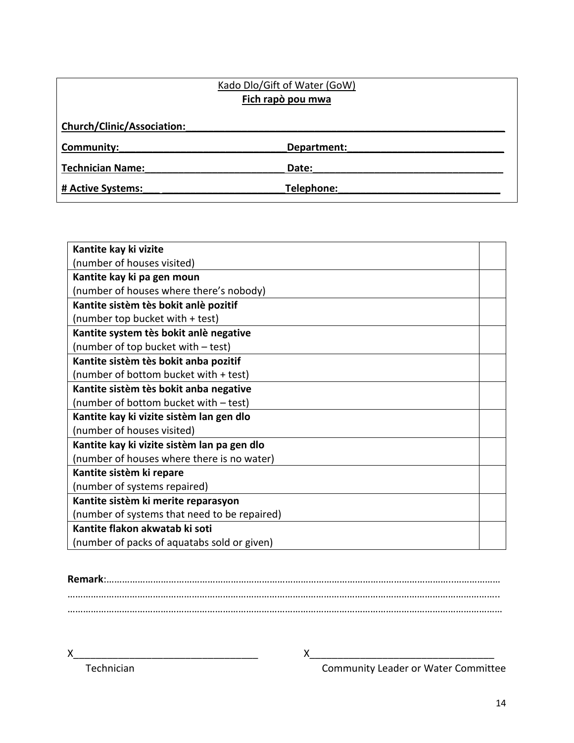Kado Dlo/Gift of Water (GoW)

**Fich rapò pou mwa**

**Church/Clinic/Association:**_______________________________________________

**Community:**_____________________________ **Department:**___________________________

**Technician Name:**_________________________ **Date:**___________________________________

**# Active Systems:**___ ______________________ **Telephone:**_____________________________

| | |
|---|---|
| **Kantite kay ki vizite**<br>(number of houses visited) | |
| **Kantite kay ki pa gen moun**<br>(number of houses where there's nobody) | |
| **Kantite sistèm tès bokit anlè pozitif**<br>(number top bucket with + test) | |
| **Kantite system tès bokit anlè negative**<br>(number of top bucket with – test) | |
| **Kantite sistèm tès bokit anba pozitif**<br>(number of bottom bucket with + test) | |
| **Kantite sistèm tès bokit anba negative**<br>(number of bottom bucket with – test) | |
| **Kantite kay ki vizite sistèm lan gen dlo**<br>(number of houses visited) | |
| **Kantite kay ki vizite sistèm lan pa gen dlo**<br>(number of houses where there is no water) | |
| **Kantite sistèm ki repare**<br>(number of systems repaired) | |
| **Kantite sistèm ki merite reparasyon**<br>(number of systems that need to be repaired) | |
| **Kantite flakon akwatab ki soti**<br>(number of packs of aquatabs sold or given) | |

**Remark**:……………………………………………………………………………………………………………………………………
……………………………………………………………………………………………………………………………………………
……………………………………………………………………………………………………………………………………………

X_________________________________
Technician

X_________________________________
Community Leader or Water Committee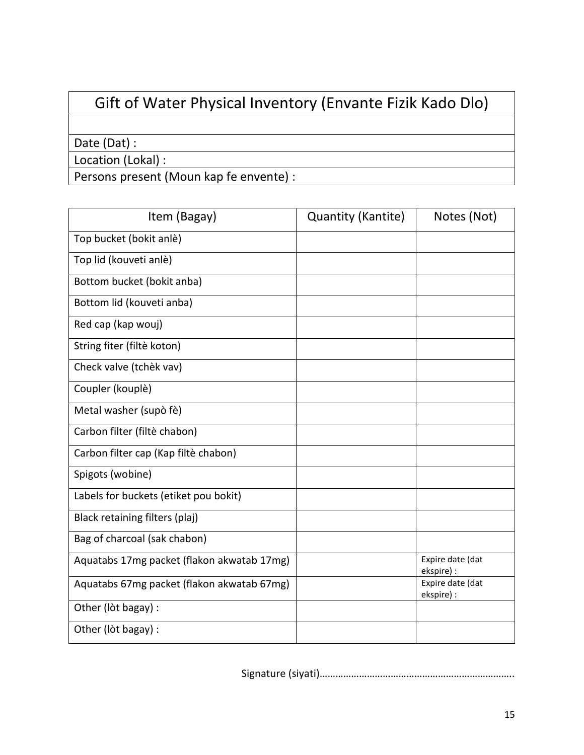| Gift of Water Physical Inventory (Envante Fizik Kado Dlo) |
| --- |
| |
| Date (Dat) : |
| Location (Lokal) : |
| Persons present (Moun kap fe envente) : |

| Item (Bagay) | Quantity (Kantite) | Notes (Not) |
| --- | --- | --- |
| Top bucket (bokit anlè) | | |
| Top lid (kouveti anlè) | | |
| Bottom bucket (bokit anba) | | |
| Bottom lid (kouveti anba) | | |
| Red cap (kap wouj) | | |
| String fiter (filtè koton) | | |
| Check valve (tchèk vav) | | |
| Coupler (kouplè) | | |
| Metal washer (supò fè) | | |
| Carbon filter (filtè chabon) | | |
| Carbon filter cap (Kap filtè chabon) | | |
| Spigots (wobine) | | |
| Labels for buckets (etiket pou bokit) | | |
| Black retaining filters (plaj) | | |
| Bag of charcoal (sak chabon) | | |
| Aquatabs 17mg packet (flakon akwatab 17mg) | | Expire date (dat ekspire) : |
| Aquatabs 67mg packet (flakon akwatab 67mg) | | Expire date (dat ekspire) : |
| Other (lòt bagay) : | | |
| Other (lòt bagay) : | | |

Signature (siyati)………………………………………………………………..